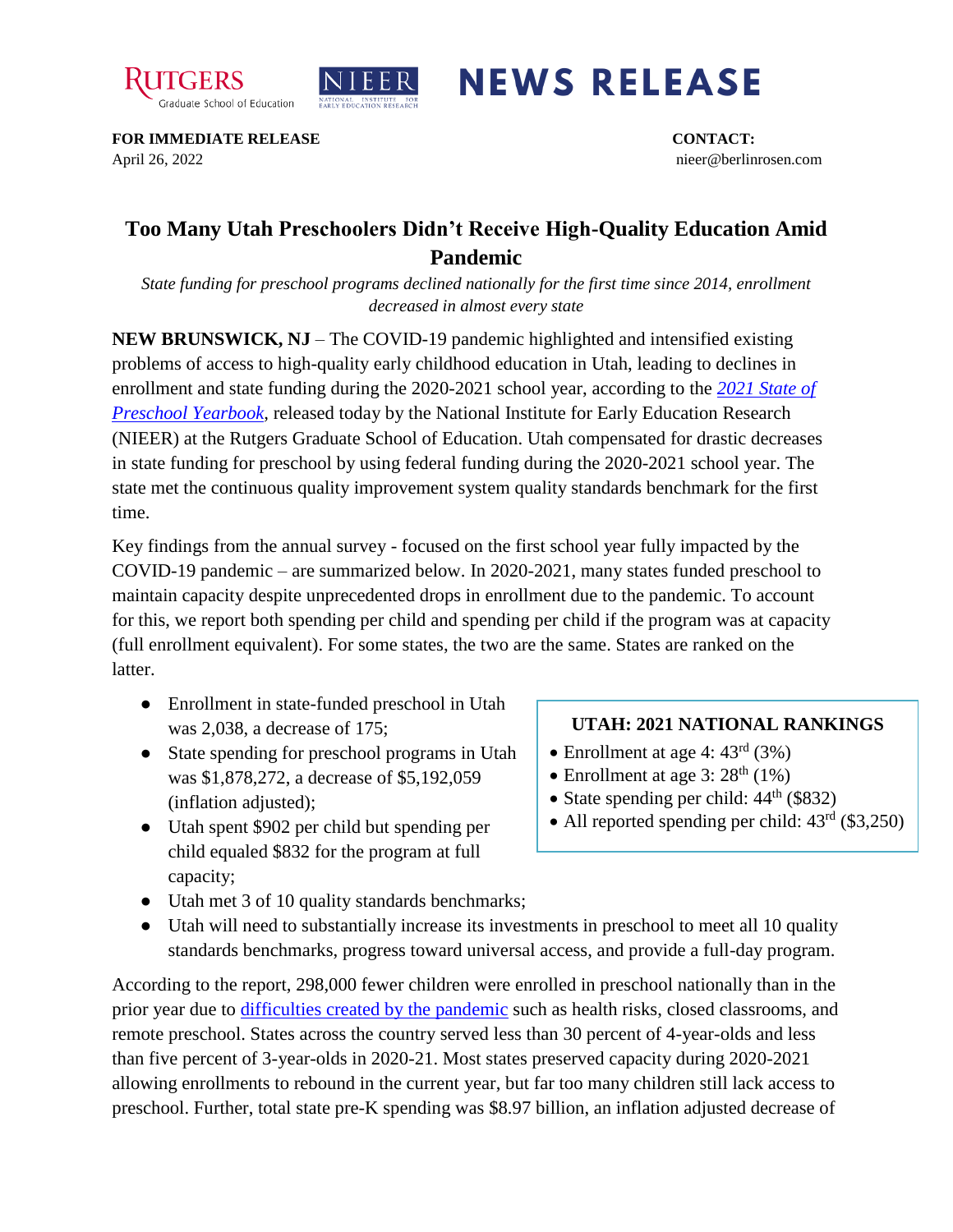RUTGERS Graduate School of Education | NIEER NATIONAL INSTITUTE FOR EARLY EDUCATION RESEARCH

# NEWS RELEASE

**FOR IMMEDIATE RELEASE**
April 26, 2022

**CONTACT:**
nieer@berlinrosen.com

## Too Many Utah Preschoolers Didn't Receive High-Quality Education Amid Pandemic

*State funding for preschool programs declined nationally for the first time since 2014, enrollment decreased in almost every state*

**NEW BRUNSWICK, NJ** – The COVID-19 pandemic highlighted and intensified existing problems of access to high-quality early childhood education in Utah, leading to declines in enrollment and state funding during the 2020-2021 school year, according to the [*2021 State of Preschool Yearbook*](), released today by the National Institute for Early Education Research (NIEER) at the Rutgers Graduate School of Education. Utah compensated for drastic decreases in state funding for preschool by using federal funding during the 2020-2021 school year. The state met the continuous quality improvement system quality standards benchmark for the first time.

Key findings from the annual survey - focused on the first school year fully impacted by the COVID-19 pandemic – are summarized below. In 2020-2021, many states funded preschool to maintain capacity despite unprecedented drops in enrollment due to the pandemic. To account for this, we report both spending per child and spending per child if the program was at capacity (full enrollment equivalent). For some states, the two are the same. States are ranked on the latter.

- Enrollment in state-funded preschool in Utah was 2,038, a decrease of 175;
- State spending for preschool programs in Utah was $1,878,272, a decrease of $5,192,059 (inflation adjusted);
- Utah spent $902 per child but spending per child equaled $832 for the program at full capacity;
- Utah met 3 of 10 quality standards benchmarks;
- Utah will need to substantially increase its investments in preschool to meet all 10 quality standards benchmarks, progress toward universal access, and provide a full-day program.

**UTAH: 2021 NATIONAL RANKINGS**

- Enrollment at age 4: 43rd (3%)
- Enrollment at age 3: 28th (1%)
- State spending per child: 44th ($832)
- All reported spending per child: 43rd ($3,250)

According to the report, 298,000 fewer children were enrolled in preschool nationally than in the prior year due to [difficulties created by the pandemic]() such as health risks, closed classrooms, and remote preschool. States across the country served less than 30 percent of 4-year-olds and less than five percent of 3-year-olds in 2020-21. Most states preserved capacity during 2020-2021 allowing enrollments to rebound in the current year, but far too many children still lack access to preschool. Further, total state pre-K spending was $8.97 billion, an inflation adjusted decrease of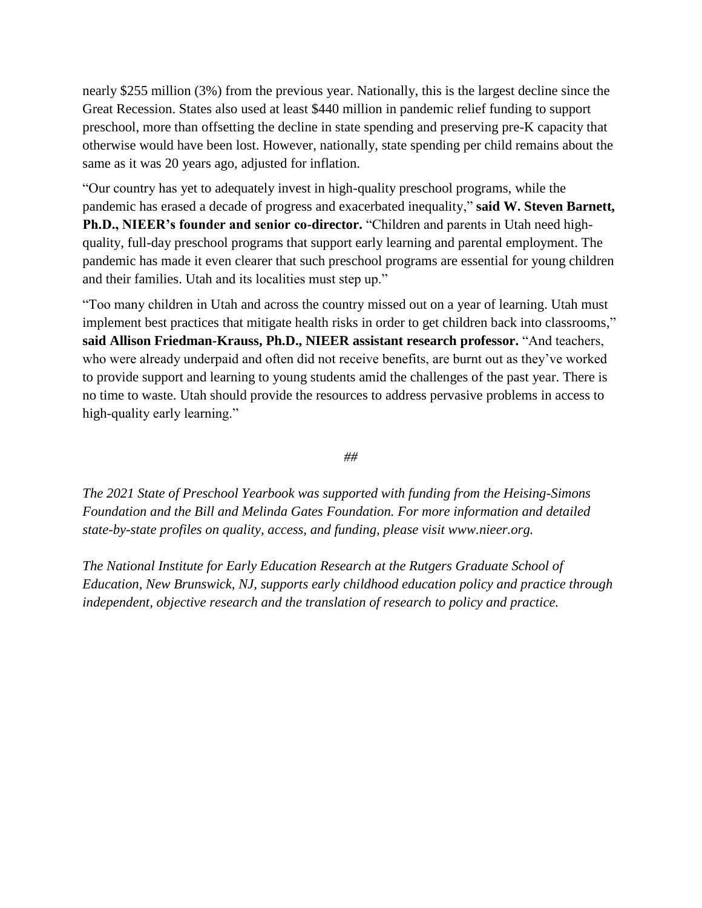nearly $255 million (3%) from the previous year. Nationally, this is the largest decline since the Great Recession. States also used at least $440 million in pandemic relief funding to support preschool, more than offsetting the decline in state spending and preserving pre-K capacity that otherwise would have been lost. However, nationally, state spending per child remains about the same as it was 20 years ago, adjusted for inflation.

"Our country has yet to adequately invest in high-quality preschool programs, while the pandemic has erased a decade of progress and exacerbated inequality," **said W. Steven Barnett, Ph.D., NIEER's founder and senior co-director.** "Children and parents in Utah need high-quality, full-day preschool programs that support early learning and parental employment. The pandemic has made it even clearer that such preschool programs are essential for young children and their families. Utah and its localities must step up."

"Too many children in Utah and across the country missed out on a year of learning. Utah must implement best practices that mitigate health risks in order to get children back into classrooms," **said Allison Friedman-Krauss, Ph.D., NIEER assistant research professor.** "And teachers, who were already underpaid and often did not receive benefits, are burnt out as they've worked to provide support and learning to young students amid the challenges of the past year. There is no time to waste. Utah should provide the resources to address pervasive problems in access to high-quality early learning."

##

*The 2021 State of Preschool Yearbook was supported with funding from the Heising-Simons Foundation and the Bill and Melinda Gates Foundation. For more information and detailed state-by-state profiles on quality, access, and funding, please visit www.nieer.org.*

*The National Institute for Early Education Research at the Rutgers Graduate School of Education, New Brunswick, NJ, supports early childhood education policy and practice through independent, objective research and the translation of research to policy and practice.*